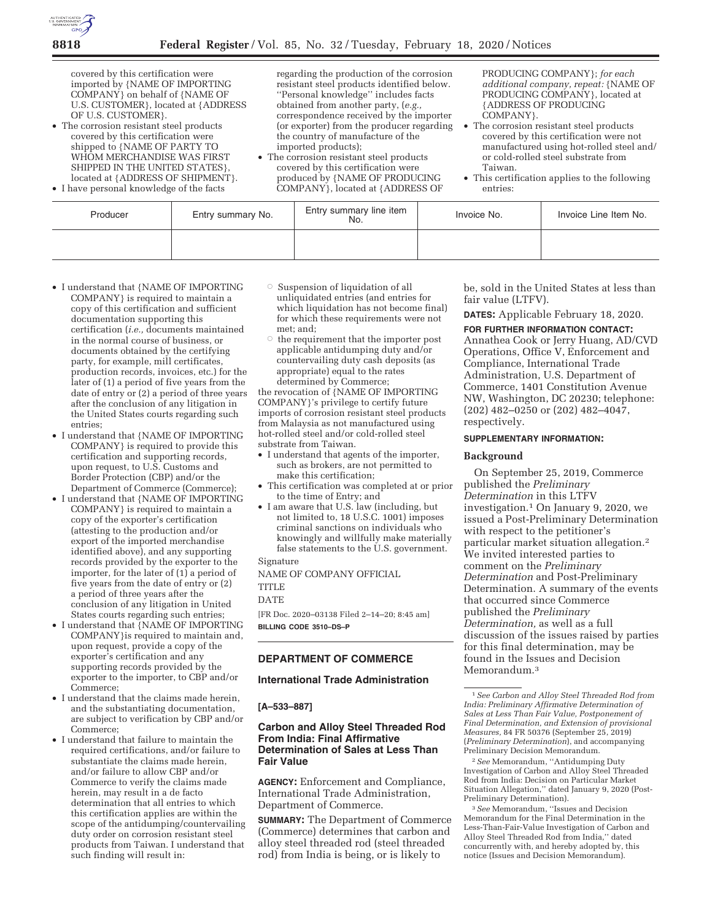covered by this certification were imported by {NAME OF IMPORTING COMPANY} on behalf of {NAME OF U.S. CUSTOMER}, located at {ADDRESS OF U.S. CUSTOMER}.

- The corrosion resistant steel products covered by this certification were shipped to {NAME OF PARTY TO WHOM MERCHANDISE WAS FIRST SHIPPED IN THE UNITED STATES}, located at {ADDRESS OF SHIPMENT}.
- I have personal knowledge of the facts regarding the production of the corrosion resistant steel products identified below. ''Personal knowledge'' includes facts obtained from another party, (*e.g.,* correspondence received by the importer (or exporter) from the producer regarding the country of manufacture of the imported products);
- The corrosion resistant steel products covered by this certification were produced by {NAME OF PRODUCING COMPANY}, located at {ADDRESS OF PRODUCING COMPANY}; *for each additional company, repeat:* {NAME OF PRODUCING COMPANY}, located at {ADDRESS OF PRODUCING COMPANY}.
- The corrosion resistant steel products covered by this certification were not manufactured using hot-rolled steel and/or cold-rolled steel substrate from Taiwan.
- This certification applies to the following entries:

| Producer | Entry summary No. | Entry summary line item No. | Invoice No. | Invoice Line Item No. |
|---|---|---|---|---|
| | | | | |

- I understand that {NAME OF IMPORTING COMPANY} is required to maintain a copy of this certification and sufficient documentation supporting this certification (*i.e.,* documents maintained in the normal course of business, or documents obtained by the certifying party, for example, mill certificates, production records, invoices, etc.) for the later of (1) a period of five years from the date of entry or (2) a period of three years after the conclusion of any litigation in the United States courts regarding such entries;
- I understand that {NAME OF IMPORTING COMPANY} is required to provide this certification and supporting records, upon request, to U.S. Customs and Border Protection (CBP) and/or the Department of Commerce (Commerce);
- I understand that {NAME OF IMPORTING COMPANY} is required to maintain a copy of the exporter's certification (attesting to the production and/or export of the imported merchandise identified above), and any supporting records provided by the exporter to the importer, for the later of (1) a period of five years from the date of entry or (2) a period of three years after the conclusion of any litigation in United States courts regarding such entries;
- I understand that {NAME OF IMPORTING COMPANY}is required to maintain and, upon request, provide a copy of the exporter's certification and any supporting records provided by the exporter to the importer, to CBP and/or Commerce;
- I understand that the claims made herein, and the substantiating documentation, are subject to verification by CBP and/or Commerce;
- I understand that failure to maintain the required certifications, and/or failure to substantiate the claims made herein, and/or failure to allow CBP and/or Commerce to verify the claims made herein, may result in a de facto determination that all entries to which this certification applies are within the scope of the antidumping/countervailing duty order on corrosion resistant steel products from Taiwan. I understand that such finding will result in:
  - Suspension of liquidation of all unliquidated entries (and entries for which liquidation has not become final) for which these requirements were not met; and;
  - the requirement that the importer post applicable antidumping duty and/or countervailing duty cash deposits (as appropriate) equal to the rates determined by Commerce;

  the revocation of {NAME OF IMPORTING COMPANY}'s privilege to certify future imports of corrosion resistant steel products from Malaysia as not manufactured using hot-rolled steel and/or cold-rolled steel substrate from Taiwan.
- I understand that agents of the importer, such as brokers, are not permitted to make this certification;
- This certification was completed at or prior to the time of Entry; and
- I am aware that U.S. law (including, but not limited to, 18 U.S.C. 1001) imposes criminal sanctions on individuals who knowingly and willfully make materially false statements to the U.S. government.

Signature

NAME OF COMPANY OFFICIAL

TITLE

DATE

[FR Doc. 2020–03138 Filed 2–14–20; 8:45 am]

**BILLING CODE 3510–DS–P**

## DEPARTMENT OF COMMERCE

### International Trade Administration

**[A–533–887]**

### Carbon and Alloy Steel Threaded Rod From India: Final Affirmative Determination of Sales at Less Than Fair Value

**AGENCY:** Enforcement and Compliance, International Trade Administration, Department of Commerce.

**SUMMARY:** The Department of Commerce (Commerce) determines that carbon and alloy steel threaded rod (steel threaded rod) from India is being, or is likely to be, sold in the United States at less than fair value (LTFV).

**DATES:** Applicable February 18, 2020.

**FOR FURTHER INFORMATION CONTACT:** Annathea Cook or Jerry Huang, AD/CVD Operations, Office V, Enforcement and Compliance, International Trade Administration, U.S. Department of Commerce, 1401 Constitution Avenue NW, Washington, DC 20230; telephone: (202) 482–0250 or (202) 482–4047, respectively.

**SUPPLEMENTARY INFORMATION:**

**Background**

On September 25, 2019, Commerce published the *Preliminary Determination* in this LTFV investigation.[1] On January 9, 2020, we issued a Post-Preliminary Determination with respect to the petitioner's particular market situation allegation.[2] We invited interested parties to comment on the *Preliminary Determination* and Post-Preliminary Determination. A summary of the events that occurred since Commerce published the *Preliminary Determination,* as well as a full discussion of the issues raised by parties for this final determination, may be found in the Issues and Decision Memorandum.[3]

[1] *See Carbon and Alloy Steel Threaded Rod from India: Preliminary Affirmative Determination of Sales at Less Than Fair Value, Postponement of Final Determination, and Extension of provisional Measures,* 84 FR 50376 (September 25, 2019) (*Preliminary Determination*), and accompanying Preliminary Decision Memorandum.

[2] *See* Memorandum, ''Antidumping Duty Investigation of Carbon and Alloy Steel Threaded Rod from India: Decision on Particular Market Situation Allegation,'' dated January 9, 2020 (Post-Preliminary Determination).

[3] *See* Memorandum, ''Issues and Decision Memorandum for the Final Determination in the Less-Than-Fair-Value Investigation of Carbon and Alloy Steel Threaded Rod from India,'' dated concurrently with, and hereby adopted by, this notice (Issues and Decision Memorandum).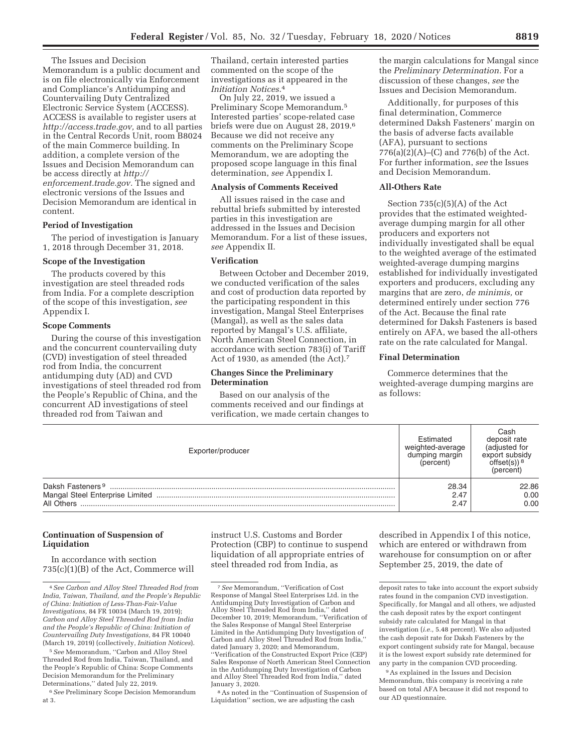The Issues and Decision Memorandum is a public document and is on file electronically via Enforcement and Compliance's Antidumping and Countervailing Duty Centralized Electronic Service System (ACCESS). ACCESS is available to register users at *http://access.trade.gov,* and to all parties in the Central Records Unit, room B8024 of the main Commerce building. In addition, a complete version of the Issues and Decision Memorandum can be access directly at *http://enforcement.trade.gov.* The signed and electronic versions of the Issues and Decision Memorandum are identical in content.

**Period of Investigation**

The period of investigation is January 1, 2018 through December 31, 2018.

**Scope of the Investigation**

The products covered by this investigation are steel threaded rods from India. For a complete description of the scope of this investigation, *see* Appendix I.

**Scope Comments**

During the course of this investigation and the concurrent countervailing duty (CVD) investigation of steel threaded rod from India, the concurrent antidumping duty (AD) and CVD investigations of steel threaded rod from the People's Republic of China, and the concurrent AD investigations of steel threaded rod from Taiwan and Thailand, certain interested parties commented on the scope of the investigations as it appeared in the *Initiation Notices.*[4]

On July 22, 2019, we issued a Preliminary Scope Memorandum.[5] Interested parties' scope-related case briefs were due on August 28, 2019.[6] Because we did not receive any comments on the Preliminary Scope Memorandum, we are adopting the proposed scope language in this final determination, *see* Appendix I.

**Analysis of Comments Received**

All issues raised in the case and rebuttal briefs submitted by interested parties in this investigation are addressed in the Issues and Decision Memorandum. For a list of these issues, *see* Appendix II.

**Verification**

Between October and December 2019, we conducted verification of the sales and cost of production data reported by the participating respondent in this investigation, Mangal Steel Enterprises (Mangal), as well as the sales data reported by Mangal's U.S. affiliate, North American Steel Connection, in accordance with section 783(i) of Tariff Act of 1930, as amended (the Act).[7]

**Changes Since the Preliminary Determination**

Based on our analysis of the comments received and our findings at verification, we made certain changes to the margin calculations for Mangal since the *Preliminary Determination.* For a discussion of these changes, *see* the Issues and Decision Memorandum.

Additionally, for purposes of this final determination, Commerce determined Daksh Fasteners' margin on the basis of adverse facts available (AFA), pursuant to sections 776(a)(2)(A)–(C) and 776(b) of the Act. For further information, *see* the Issues and Decision Memorandum.

**All-Others Rate**

Section 735(c)(5)(A) of the Act provides that the estimated weighted-average dumping margin for all other producers and exporters not individually investigated shall be equal to the weighted average of the estimated weighted-average dumping margins established for individually investigated exporters and producers, excluding any margins that are zero, *de minimis,* or determined entirely under section 776 of the Act. Because the final rate determined for Daksh Fasteners is based entirely on AFA, we based the all-others rate on the rate calculated for Mangal.

**Final Determination**

Commerce determines that the weighted-average dumping margins are as follows:

| Exporter/producer | Estimated weighted-average dumping margin (percent) | Cash deposit rate (adjusted for export subsidy offset(s)) [8] (percent) |
|---|---|---|
| Daksh Fasteners [9] | 28.34 | 22.86 |
| Mangal Steel Enterprise Limited | 2.47 | 0.00 |
| All Others | 2.47 | 0.00 |

**Continuation of Suspension of Liquidation**

In accordance with section 735(c)(1)(B) of the Act, Commerce will instruct U.S. Customs and Border Protection (CBP) to continue to suspend liquidation of all appropriate entries of steel threaded rod from India, as described in Appendix I of this notice, which are entered or withdrawn from warehouse for consumption on or after September 25, 2019, the date of

---

[4] *See Carbon and Alloy Steel Threaded Rod from India, Taiwan, Thailand, and the People's Republic of China: Initiation of Less-Than-Fair-Value Investigations,* 84 FR 10034 (March 19, 2019); *Carbon and Alloy Steel Threaded Rod from India and the People's Republic of China: Initiation of Countervailing Duty Investigations,* 84 FR 10040 (March 19, 2019) (collectively, *Initiation Notices*).

[5] *See* Memorandum, "Carbon and Alloy Steel Threaded Rod from India, Taiwan, Thailand, and the People's Republic of China: Scope Comments Decision Memorandum for the Preliminary Determinations," dated July 22, 2019.

[6] *See* Preliminary Scope Decision Memorandum at 3.

[7] *See* Memorandum, "Verification of Cost Response of Mangal Steel Enterprises Ltd. in the Antidumping Duty Investigation of Carbon and Alloy Steel Threaded Rod from India," dated December 10, 2019; Memorandum, "Verification of the Sales Response of Mangal Steel Enterprise Limited in the Antidumping Duty Investigation of Carbon and Alloy Steel Threaded Rod from India," dated January 3, 2020; and Memorandum, "Verification of the Constructed Export Price (CEP) Sales Response of North American Steel Connection in the Antidumping Duty Investigation of Carbon and Alloy Steel Threaded Rod from India," dated January 3, 2020.

[8] As noted in the "Continuation of Suspension of Liquidation" section, we are adjusting the cash deposit rates to take into account the export subsidy rates found in the companion CVD investigation. Specifically, for Mangal and all others, we adjusted the cash deposit rates by the export contingent subsidy rate calculated for Mangal in that investigation (*i.e.,* 5.48 percent). We also adjusted the cash deposit rate for Daksh Fasteners by the export contingent subsidy rate for Mangal, because it is the lowest export subsidy rate determined for any party in the companion CVD proceeding.

[9] As explained in the Issues and Decision Memorandum, this company is receiving a rate based on total AFA because it did not respond to our AD questionnaire.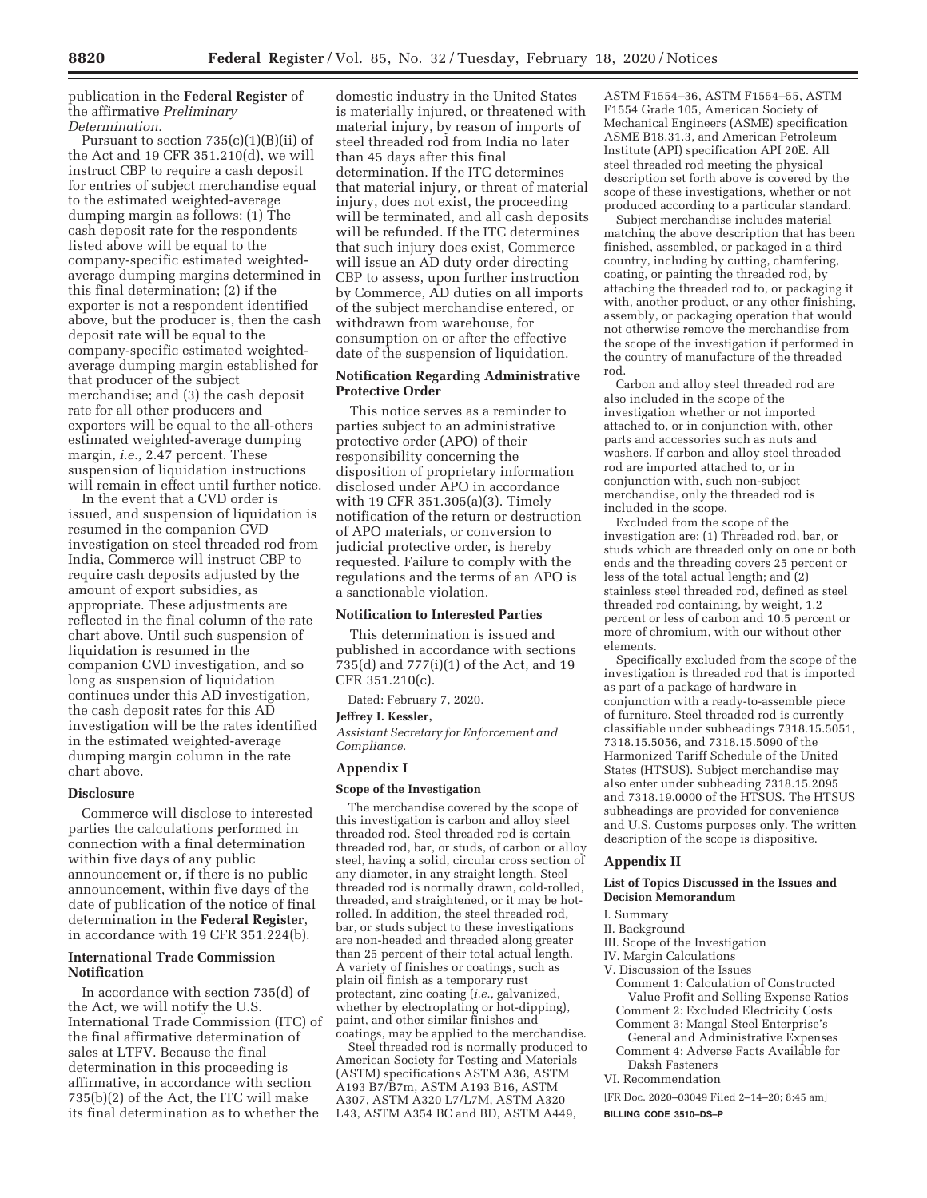publication in the **Federal Register** of the affirmative *Preliminary Determination.*

Pursuant to section 735(c)(1)(B)(ii) of the Act and 19 CFR 351.210(d), we will instruct CBP to require a cash deposit for entries of subject merchandise equal to the estimated weighted-average dumping margin as follows: (1) The cash deposit rate for the respondents listed above will be equal to the company-specific estimated weighted-average dumping margins determined in this final determination; (2) if the exporter is not a respondent identified above, but the producer is, then the cash deposit rate will be equal to the company-specific estimated weighted-average dumping margin established for that producer of the subject merchandise; and (3) the cash deposit rate for all other producers and exporters will be equal to the all-others estimated weighted-average dumping margin, *i.e.,* 2.47 percent. These suspension of liquidation instructions will remain in effect until further notice.

In the event that a CVD order is issued, and suspension of liquidation is resumed in the companion CVD investigation on steel threaded rod from India, Commerce will instruct CBP to require cash deposits adjusted by the amount of export subsidies, as appropriate. These adjustments are reflected in the final column of the rate chart above. Until such suspension of liquidation is resumed in the companion CVD investigation, and so long as suspension of liquidation continues under this AD investigation, the cash deposit rates for this AD investigation will be the rates identified in the estimated weighted-average dumping margin column in the rate chart above.

## Disclosure

Commerce will disclose to interested parties the calculations performed in connection with a final determination within five days of any public announcement or, if there is no public announcement, within five days of the date of publication of the notice of final determination in the **Federal Register**, in accordance with 19 CFR 351.224(b).

## International Trade Commission Notification

In accordance with section 735(d) of the Act, we will notify the U.S. International Trade Commission (ITC) of the final affirmative determination of sales at LTFV. Because the final determination in this proceeding is affirmative, in accordance with section 735(b)(2) of the Act, the ITC will make its final determination as to whether the domestic industry in the United States is materially injured, or threatened with material injury, by reason of imports of steel threaded rod from India no later than 45 days after this final determination. If the ITC determines that material injury, or threat of material injury, does not exist, the proceeding will be terminated, and all cash deposits will be refunded. If the ITC determines that such injury does exist, Commerce will issue an AD duty order directing CBP to assess, upon further instruction by Commerce, AD duties on all imports of the subject merchandise entered, or withdrawn from warehouse, for consumption on or after the effective date of the suspension of liquidation.

## Notification Regarding Administrative Protective Order

This notice serves as a reminder to parties subject to an administrative protective order (APO) of their responsibility concerning the disposition of proprietary information disclosed under APO in accordance with 19 CFR 351.305(a)(3). Timely notification of the return or destruction of APO materials, or conversion to judicial protective order, is hereby requested. Failure to comply with the regulations and the terms of an APO is a sanctionable violation.

## Notification to Interested Parties

This determination is issued and published in accordance with sections 735(d) and 777(i)(1) of the Act, and 19 CFR 351.210(c).

Dated: February 7, 2020.

**Jeffrey I. Kessler,**

*Assistant Secretary for Enforcement and Compliance.*

## Appendix I

### Scope of the Investigation

The merchandise covered by the scope of this investigation is carbon and alloy steel threaded rod. Steel threaded rod is certain threaded rod, bar, or studs, of carbon or alloy steel, having a solid, circular cross section of any diameter, in any straight length. Steel threaded rod is normally drawn, cold-rolled, threaded, and straightened, or it may be hot-rolled. In addition, the steel threaded rod, bar, or studs subject to these investigations are non-headed and threaded along greater than 25 percent of their total actual length. A variety of finishes or coatings, such as plain oil finish as a temporary rust protectant, zinc coating (*i.e.,* galvanized, whether by electroplating or hot-dipping), paint, and other similar finishes and coatings, may be applied to the merchandise.

Steel threaded rod is normally produced to American Society for Testing and Materials (ASTM) specifications ASTM A36, ASTM A193 B7/B7m, ASTM A193 B16, ASTM A307, ASTM A320 L7/L7M, ASTM A320 L43, ASTM A354 BC and BD, ASTM A449, ASTM F1554–36, ASTM F1554–55, ASTM F1554 Grade 105, American Society of Mechanical Engineers (ASME) specification ASME B18.31.3, and American Petroleum Institute (API) specification API 20E. All steel threaded rod meeting the physical description set forth above is covered by the scope of these investigations, whether or not produced according to a particular standard.

Subject merchandise includes material matching the above description that has been finished, assembled, or packaged in a third country, including by cutting, chamfering, coating, or painting the threaded rod, by attaching the threaded rod to, or packaging it with, another product, or any other finishing, assembly, or packaging operation that would not otherwise remove the merchandise from the scope of the investigation if performed in the country of manufacture of the threaded rod.

Carbon and alloy steel threaded rod are also included in the scope of the investigation whether or not imported attached to, or in conjunction with, other parts and accessories such as nuts and washers. If carbon and alloy steel threaded rod are imported attached to, or in conjunction with, such non-subject merchandise, only the threaded rod is included in the scope.

Excluded from the scope of the investigation are: (1) Threaded rod, bar, or studs which are threaded only on one or both ends and the threading covers 25 percent or less of the total actual length; and (2) stainless steel threaded rod, defined as steel threaded rod containing, by weight, 1.2 percent or less of carbon and 10.5 percent or more of chromium, with our without other elements.

Specifically excluded from the scope of the investigation is threaded rod that is imported as part of a package of hardware in conjunction with a ready-to-assemble piece of furniture. Steel threaded rod is currently classifiable under subheadings 7318.15.5051, 7318.15.5056, and 7318.15.5090 of the Harmonized Tariff Schedule of the United States (HTSUS). Subject merchandise may also enter under subheading 7318.15.2095 and 7318.19.0000 of the HTSUS. The HTSUS subheadings are provided for convenience and U.S. Customs purposes only. The written description of the scope is dispositive.

## Appendix II

### List of Topics Discussed in the Issues and Decision Memorandum

I. Summary
II. Background
III. Scope of the Investigation
IV. Margin Calculations
V. Discussion of the Issues
 Comment 1: Calculation of Constructed Value Profit and Selling Expense Ratios
 Comment 2: Excluded Electricity Costs
 Comment 3: Mangal Steel Enterprise's General and Administrative Expenses
 Comment 4: Adverse Facts Available for Daksh Fasteners
VI. Recommendation

[FR Doc. 2020–03049 Filed 2–14–20; 8:45 am]

**BILLING CODE 3510–DS–P**